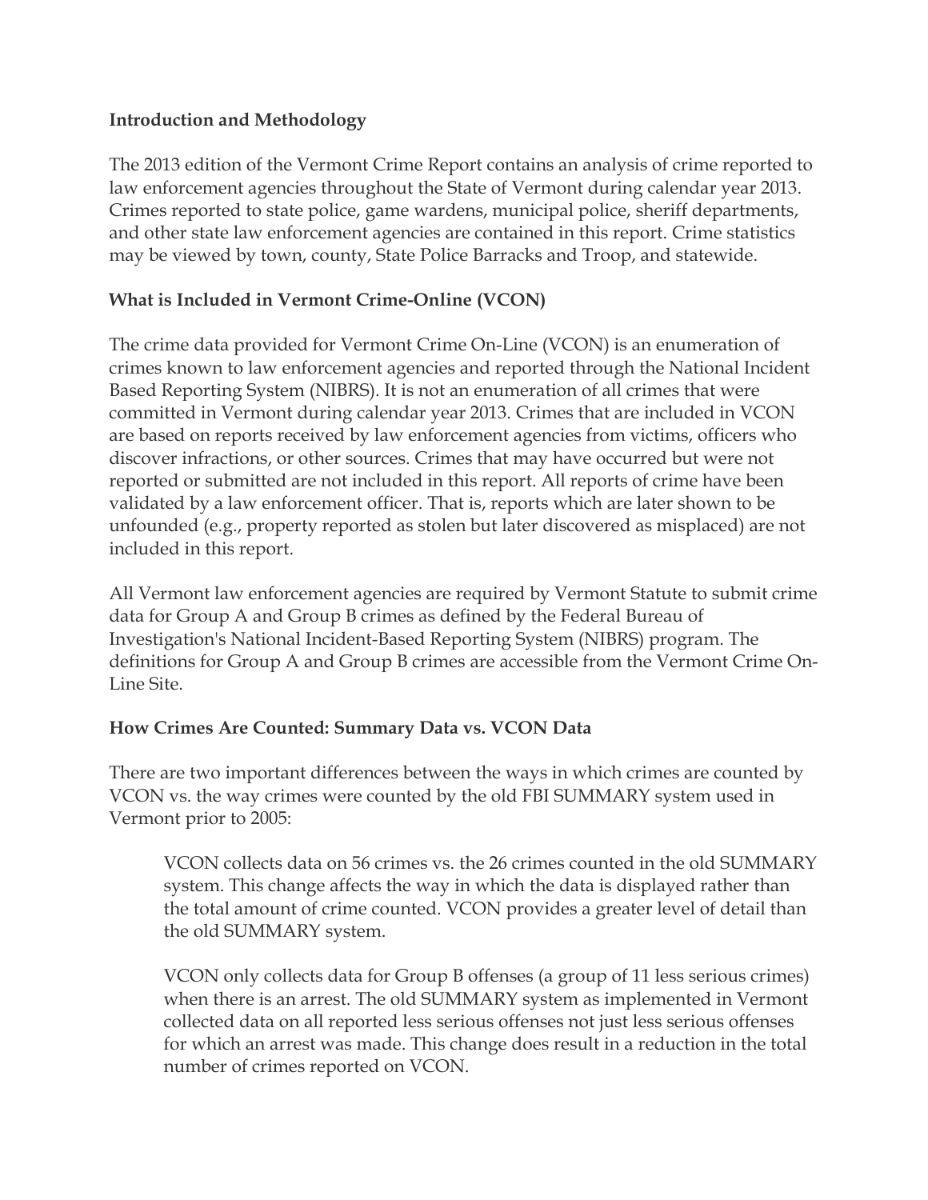**Introduction and Methodology**

The 2013 edition of the Vermont Crime Report contains an analysis of crime reported to law enforcement agencies throughout the State of Vermont during calendar year 2013. Crimes reported to state police, game wardens, municipal police, sheriff departments, and other state law enforcement agencies are contained in this report. Crime statistics may be viewed by town, county, State Police Barracks and Troop, and statewide.

**What is Included in Vermont Crime-Online (VCON)**

The crime data provided for Vermont Crime On-Line (VCON) is an enumeration of crimes known to law enforcement agencies and reported through the National Incident Based Reporting System (NIBRS). It is not an enumeration of all crimes that were committed in Vermont during calendar year 2013. Crimes that are included in VCON are based on reports received by law enforcement agencies from victims, officers who discover infractions, or other sources. Crimes that may have occurred but were not reported or submitted are not included in this report. All reports of crime have been validated by a law enforcement officer. That is, reports which are later shown to be unfounded (e.g., property reported as stolen but later discovered as misplaced) are not included in this report.

All Vermont law enforcement agencies are required by Vermont Statute to submit crime data for Group A and Group B crimes as defined by the Federal Bureau of Investigation's National Incident-Based Reporting System (NIBRS) program. The definitions for Group A and Group B crimes are accessible from the Vermont Crime On-Line Site.

**How Crimes Are Counted: Summary Data vs. VCON Data**

There are two important differences between the ways in which crimes are counted by VCON vs. the way crimes were counted by the old FBI SUMMARY system used in Vermont prior to 2005:

> VCON collects data on 56 crimes vs. the 26 crimes counted in the old SUMMARY system. This change affects the way in which the data is displayed rather than the total amount of crime counted. VCON provides a greater level of detail than the old SUMMARY system.
>
> VCON only collects data for Group B offenses (a group of 11 less serious crimes) when there is an arrest. The old SUMMARY system as implemented in Vermont collected data on all reported less serious offenses not just less serious offenses for which an arrest was made. This change does result in a reduction in the total number of crimes reported on VCON.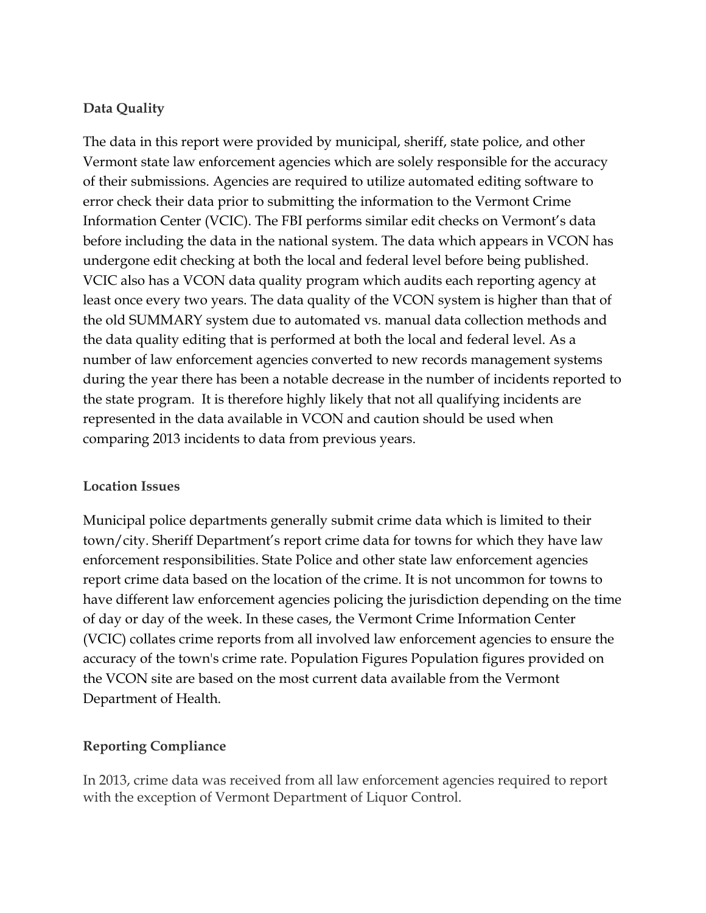**Data Quality**

The data in this report were provided by municipal, sheriff, state police, and other Vermont state law enforcement agencies which are solely responsible for the accuracy of their submissions. Agencies are required to utilize automated editing software to error check their data prior to submitting the information to the Vermont Crime Information Center (VCIC). The FBI performs similar edit checks on Vermont's data before including the data in the national system. The data which appears in VCON has undergone edit checking at both the local and federal level before being published. VCIC also has a VCON data quality program which audits each reporting agency at least once every two years. The data quality of the VCON system is higher than that of the old SUMMARY system due to automated vs. manual data collection methods and the data quality editing that is performed at both the local and federal level. As a number of law enforcement agencies converted to new records management systems during the year there has been a notable decrease in the number of incidents reported to the state program. It is therefore highly likely that not all qualifying incidents are represented in the data available in VCON and caution should be used when comparing 2013 incidents to data from previous years.

**Location Issues**

Municipal police departments generally submit crime data which is limited to their town/city. Sheriff Department's report crime data for towns for which they have law enforcement responsibilities. State Police and other state law enforcement agencies report crime data based on the location of the crime. It is not uncommon for towns to have different law enforcement agencies policing the jurisdiction depending on the time of day or day of the week. In these cases, the Vermont Crime Information Center (VCIC) collates crime reports from all involved law enforcement agencies to ensure the accuracy of the town's crime rate. Population Figures Population figures provided on the VCON site are based on the most current data available from the Vermont Department of Health.

**Reporting Compliance**

In 2013, crime data was received from all law enforcement agencies required to report with the exception of Vermont Department of Liquor Control.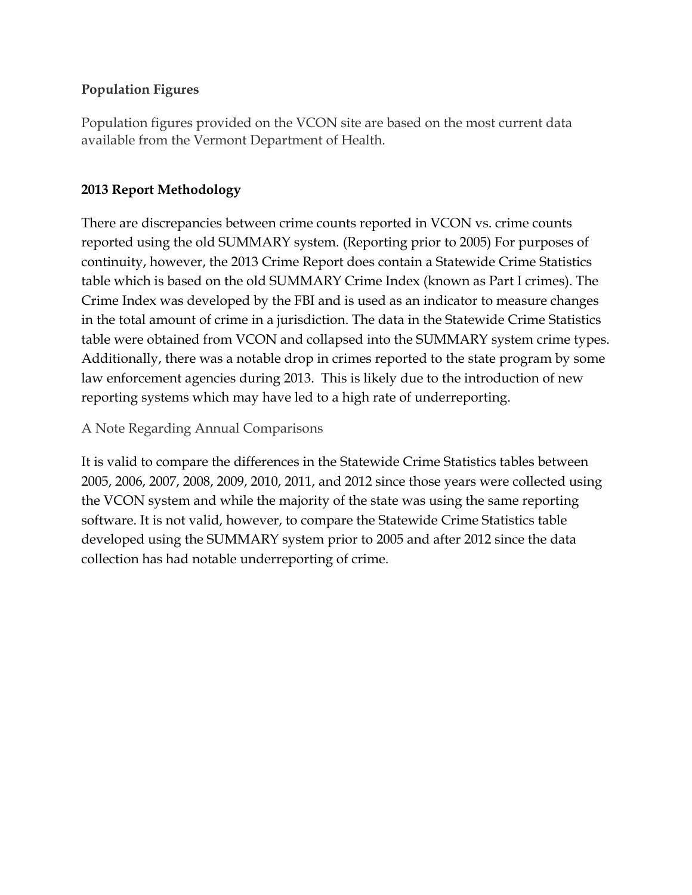## Population Figures

Population figures provided on the VCON site are based on the most current data available from the Vermont Department of Health.

## 2013 Report Methodology

There are discrepancies between crime counts reported in VCON vs. crime counts reported using the old SUMMARY system. (Reporting prior to 2005) For purposes of continuity, however, the 2013 Crime Report does contain a Statewide Crime Statistics table which is based on the old SUMMARY Crime Index (known as Part I crimes). The Crime Index was developed by the FBI and is used as an indicator to measure changes in the total amount of crime in a jurisdiction. The data in the Statewide Crime Statistics table were obtained from VCON and collapsed into the SUMMARY system crime types. Additionally, there was a notable drop in crimes reported to the state program by some law enforcement agencies during 2013. This is likely due to the introduction of new reporting systems which may have led to a high rate of underreporting.

### A Note Regarding Annual Comparisons

It is valid to compare the differences in the Statewide Crime Statistics tables between 2005, 2006, 2007, 2008, 2009, 2010, 2011, and 2012 since those years were collected using the VCON system and while the majority of the state was using the same reporting software. It is not valid, however, to compare the Statewide Crime Statistics table developed using the SUMMARY system prior to 2005 and after 2012 since the data collection has had notable underreporting of crime.